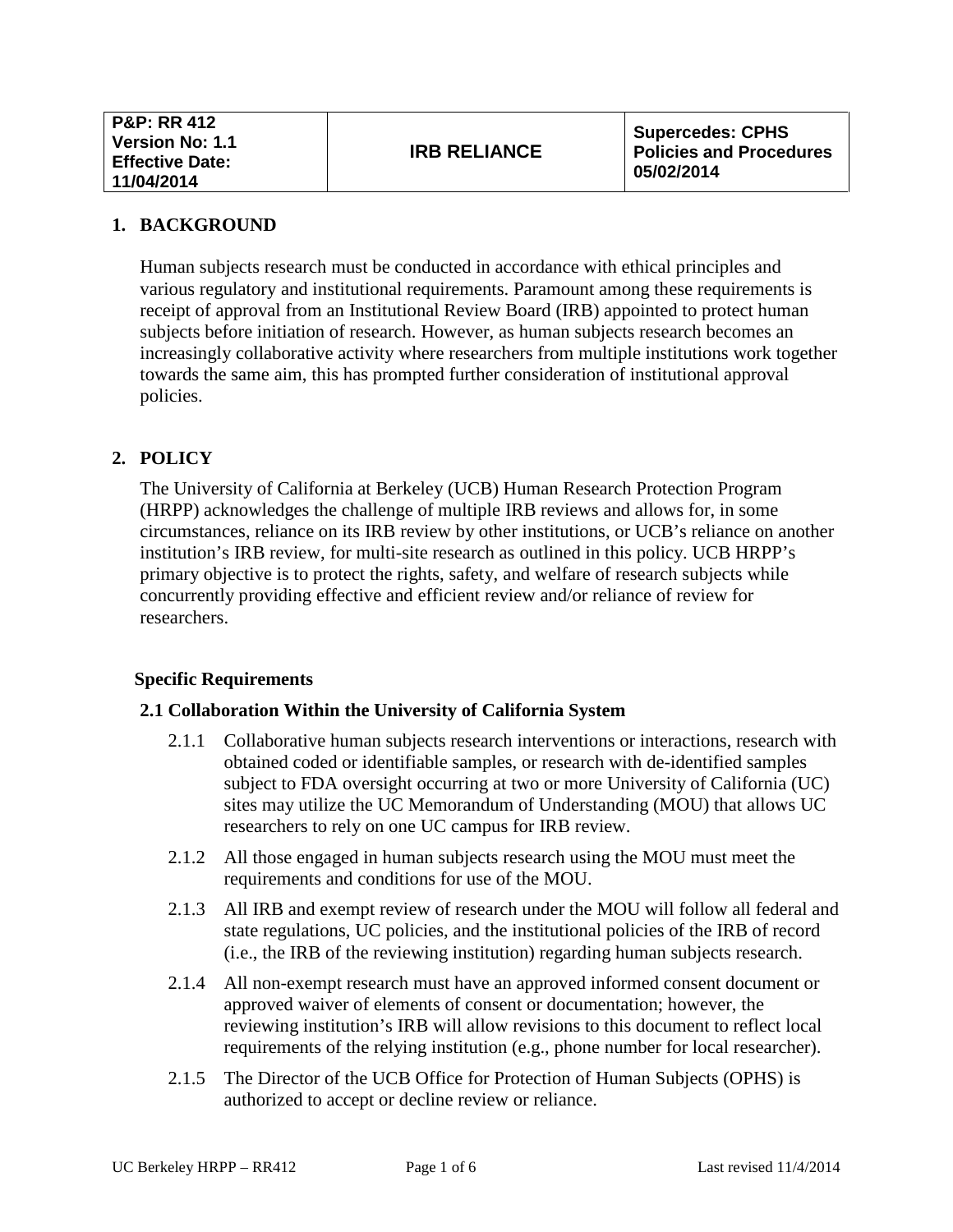| P&P: RR 412<br>Version No: 1.1<br>Effective Date: 11/04/2014 | IRB RELIANCE | Supercedes: CPHS Policies and Procedures 05/02/2014 |
|---|---|---|

## 1. BACKGROUND

Human subjects research must be conducted in accordance with ethical principles and various regulatory and institutional requirements. Paramount among these requirements is receipt of approval from an Institutional Review Board (IRB) appointed to protect human subjects before initiation of research. However, as human subjects research becomes an increasingly collaborative activity where researchers from multiple institutions work together towards the same aim, this has prompted further consideration of institutional approval policies.

## 2. POLICY

The University of California at Berkeley (UCB) Human Research Protection Program (HRPP) acknowledges the challenge of multiple IRB reviews and allows for, in some circumstances, reliance on its IRB review by other institutions, or UCB's reliance on another institution's IRB review, for multi-site research as outlined in this policy. UCB HRPP's primary objective is to protect the rights, safety, and welfare of research subjects while concurrently providing effective and efficient review and/or reliance of review for researchers.

**Specific Requirements**

### 2.1 Collaboration Within the University of California System

2.1.1 Collaborative human subjects research interventions or interactions, research with obtained coded or identifiable samples, or research with de-identified samples subject to FDA oversight occurring at two or more University of California (UC) sites may utilize the UC Memorandum of Understanding (MOU) that allows UC researchers to rely on one UC campus for IRB review.

2.1.2 All those engaged in human subjects research using the MOU must meet the requirements and conditions for use of the MOU.

2.1.3 All IRB and exempt review of research under the MOU will follow all federal and state regulations, UC policies, and the institutional policies of the IRB of record (i.e., the IRB of the reviewing institution) regarding human subjects research.

2.1.4 All non-exempt research must have an approved informed consent document or approved waiver of elements of consent or documentation; however, the reviewing institution's IRB will allow revisions to this document to reflect local requirements of the relying institution (e.g., phone number for local researcher).

2.1.5 The Director of the UCB Office for Protection of Human Subjects (OPHS) is authorized to accept or decline review or reliance.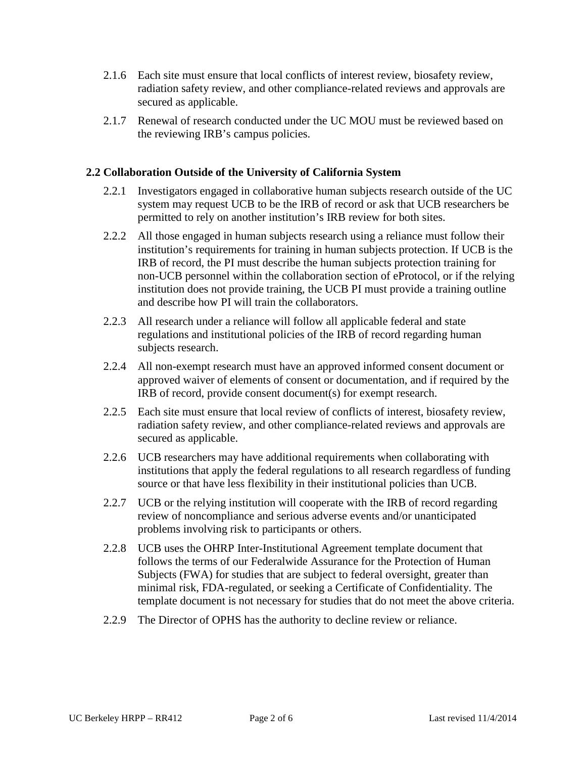2.1.6 Each site must ensure that local conflicts of interest review, biosafety review, radiation safety review, and other compliance-related reviews and approvals are secured as applicable.

2.1.7 Renewal of research conducted under the UC MOU must be reviewed based on the reviewing IRB's campus policies.

### 2.2 Collaboration Outside of the University of California System

2.2.1 Investigators engaged in collaborative human subjects research outside of the UC system may request UCB to be the IRB of record or ask that UCB researchers be permitted to rely on another institution's IRB review for both sites.

2.2.2 All those engaged in human subjects research using a reliance must follow their institution's requirements for training in human subjects protection. If UCB is the IRB of record, the PI must describe the human subjects protection training for non-UCB personnel within the collaboration section of eProtocol, or if the relying institution does not provide training, the UCB PI must provide a training outline and describe how PI will train the collaborators.

2.2.3 All research under a reliance will follow all applicable federal and state regulations and institutional policies of the IRB of record regarding human subjects research.

2.2.4 All non-exempt research must have an approved informed consent document or approved waiver of elements of consent or documentation, and if required by the IRB of record, provide consent document(s) for exempt research.

2.2.5 Each site must ensure that local review of conflicts of interest, biosafety review, radiation safety review, and other compliance-related reviews and approvals are secured as applicable.

2.2.6 UCB researchers may have additional requirements when collaborating with institutions that apply the federal regulations to all research regardless of funding source or that have less flexibility in their institutional policies than UCB.

2.2.7 UCB or the relying institution will cooperate with the IRB of record regarding review of noncompliance and serious adverse events and/or unanticipated problems involving risk to participants or others.

2.2.8 UCB uses the OHRP Inter-Institutional Agreement template document that follows the terms of our Federalwide Assurance for the Protection of Human Subjects (FWA) for studies that are subject to federal oversight, greater than minimal risk, FDA-regulated, or seeking a Certificate of Confidentiality. The template document is not necessary for studies that do not meet the above criteria.

2.2.9 The Director of OPHS has the authority to decline review or reliance.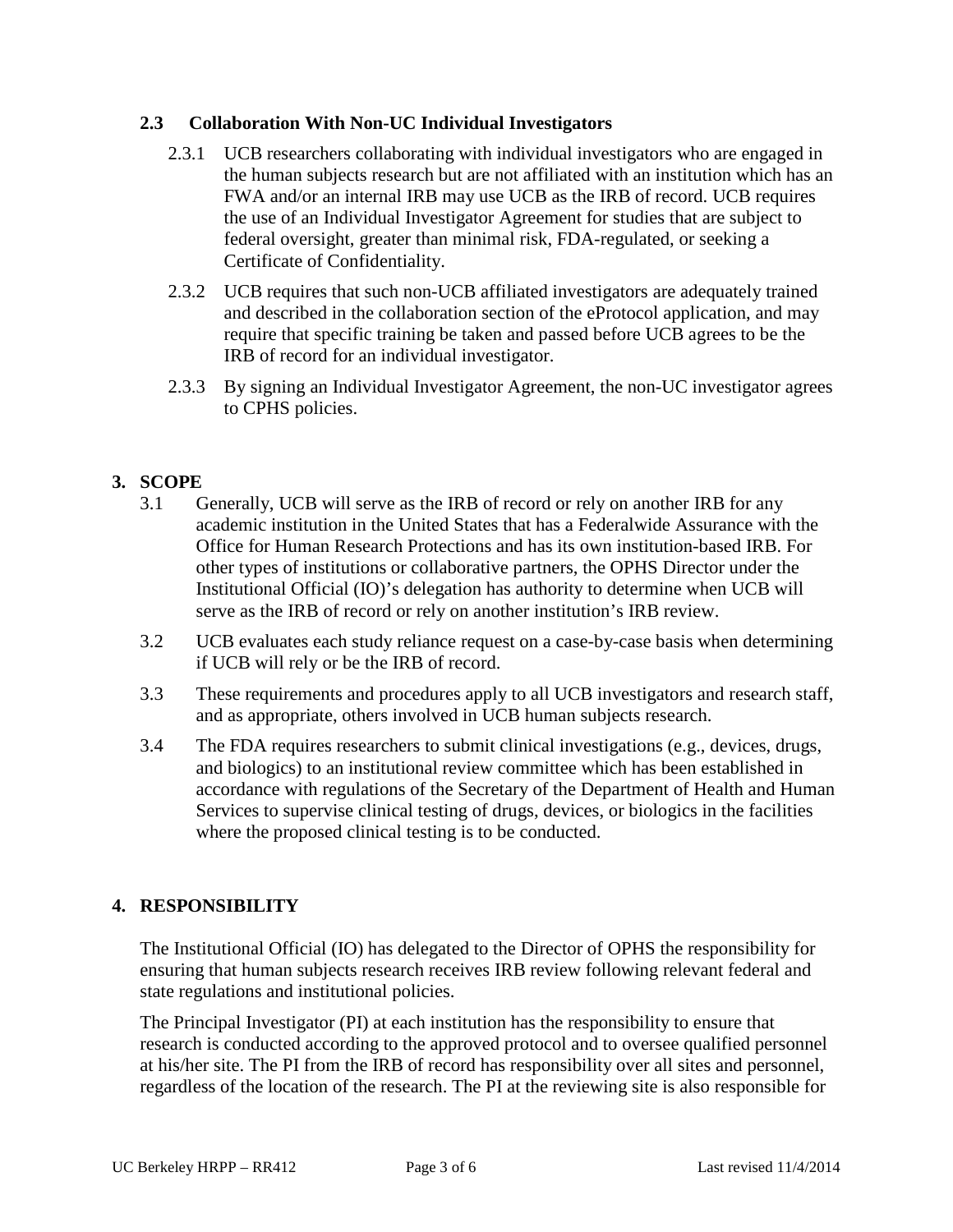### 2.3 Collaboration With Non-UC Individual Investigators

2.3.1 UCB researchers collaborating with individual investigators who are engaged in the human subjects research but are not affiliated with an institution which has an FWA and/or an internal IRB may use UCB as the IRB of record. UCB requires the use of an Individual Investigator Agreement for studies that are subject to federal oversight, greater than minimal risk, FDA-regulated, or seeking a Certificate of Confidentiality.

2.3.2 UCB requires that such non-UCB affiliated investigators are adequately trained and described in the collaboration section of the eProtocol application, and may require that specific training be taken and passed before UCB agrees to be the IRB of record for an individual investigator.

2.3.3 By signing an Individual Investigator Agreement, the non-UC investigator agrees to CPHS policies.

## 3. SCOPE

3.1 Generally, UCB will serve as the IRB of record or rely on another IRB for any academic institution in the United States that has a Federalwide Assurance with the Office for Human Research Protections and has its own institution-based IRB. For other types of institutions or collaborative partners, the OPHS Director under the Institutional Official (IO)'s delegation has authority to determine when UCB will serve as the IRB of record or rely on another institution's IRB review.

3.2 UCB evaluates each study reliance request on a case-by-case basis when determining if UCB will rely or be the IRB of record.

3.3 These requirements and procedures apply to all UCB investigators and research staff, and as appropriate, others involved in UCB human subjects research.

3.4 The FDA requires researchers to submit clinical investigations (e.g., devices, drugs, and biologics) to an institutional review committee which has been established in accordance with regulations of the Secretary of the Department of Health and Human Services to supervise clinical testing of drugs, devices, or biologics in the facilities where the proposed clinical testing is to be conducted.

## 4. RESPONSIBILITY

The Institutional Official (IO) has delegated to the Director of OPHS the responsibility for ensuring that human subjects research receives IRB review following relevant federal and state regulations and institutional policies.

The Principal Investigator (PI) at each institution has the responsibility to ensure that research is conducted according to the approved protocol and to oversee qualified personnel at his/her site. The PI from the IRB of record has responsibility over all sites and personnel, regardless of the location of the research. The PI at the reviewing site is also responsible for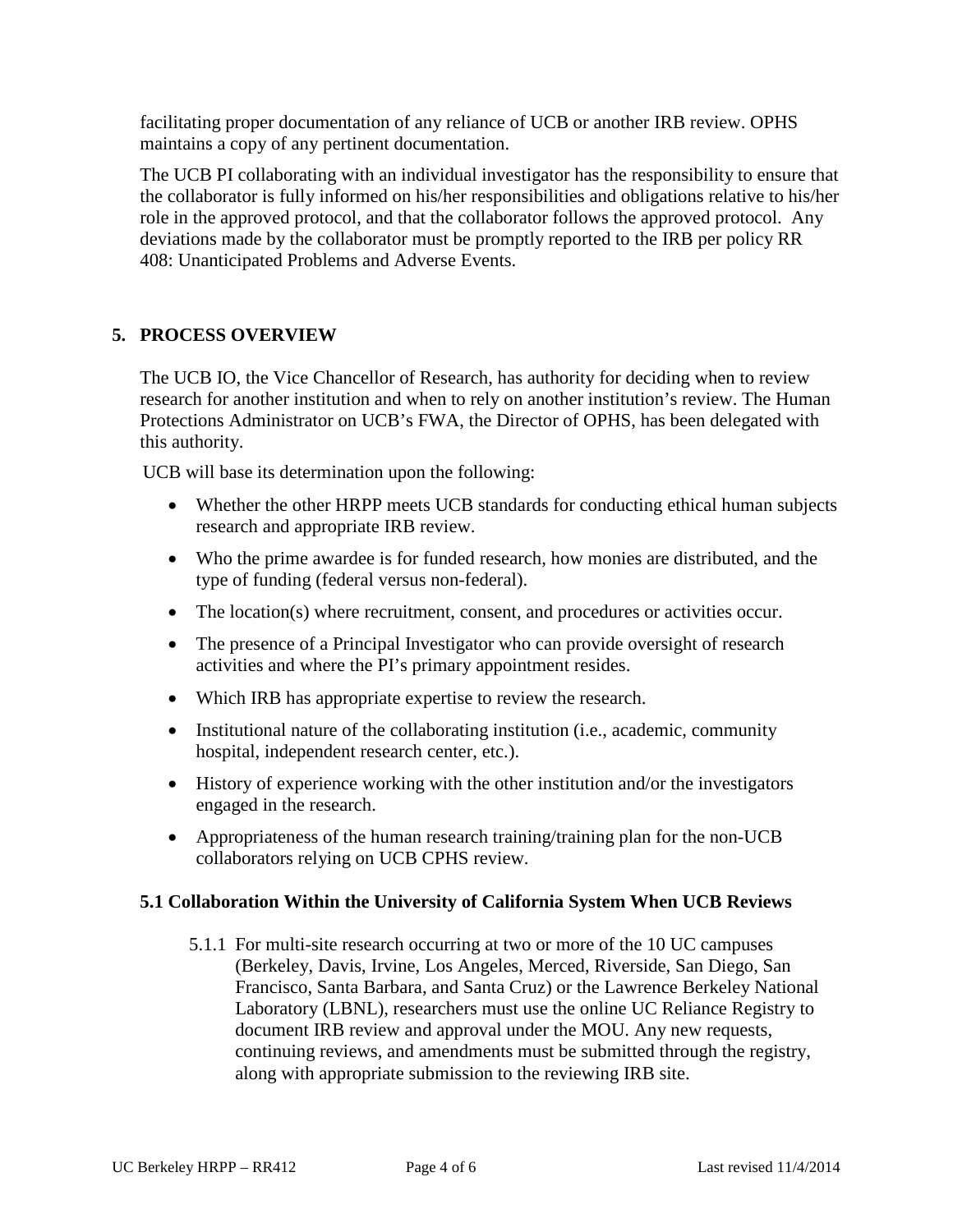facilitating proper documentation of any reliance of UCB or another IRB review. OPHS maintains a copy of any pertinent documentation.

The UCB PI collaborating with an individual investigator has the responsibility to ensure that the collaborator is fully informed on his/her responsibilities and obligations relative to his/her role in the approved protocol, and that the collaborator follows the approved protocol. Any deviations made by the collaborator must be promptly reported to the IRB per policy RR 408: Unanticipated Problems and Adverse Events.

## 5. PROCESS OVERVIEW

The UCB IO, the Vice Chancellor of Research, has authority for deciding when to review research for another institution and when to rely on another institution's review. The Human Protections Administrator on UCB's FWA, the Director of OPHS, has been delegated with this authority.

UCB will base its determination upon the following:

- Whether the other HRPP meets UCB standards for conducting ethical human subjects research and appropriate IRB review.
- Who the prime awardee is for funded research, how monies are distributed, and the type of funding (federal versus non-federal).
- The location(s) where recruitment, consent, and procedures or activities occur.
- The presence of a Principal Investigator who can provide oversight of research activities and where the PI's primary appointment resides.
- Which IRB has appropriate expertise to review the research.
- Institutional nature of the collaborating institution (i.e., academic, community hospital, independent research center, etc.).
- History of experience working with the other institution and/or the investigators engaged in the research.
- Appropriateness of the human research training/training plan for the non-UCB collaborators relying on UCB CPHS review.

### 5.1 Collaboration Within the University of California System When UCB Reviews

5.1.1 For multi-site research occurring at two or more of the 10 UC campuses (Berkeley, Davis, Irvine, Los Angeles, Merced, Riverside, San Diego, San Francisco, Santa Barbara, and Santa Cruz) or the Lawrence Berkeley National Laboratory (LBNL), researchers must use the online UC Reliance Registry to document IRB review and approval under the MOU. Any new requests, continuing reviews, and amendments must be submitted through the registry, along with appropriate submission to the reviewing IRB site.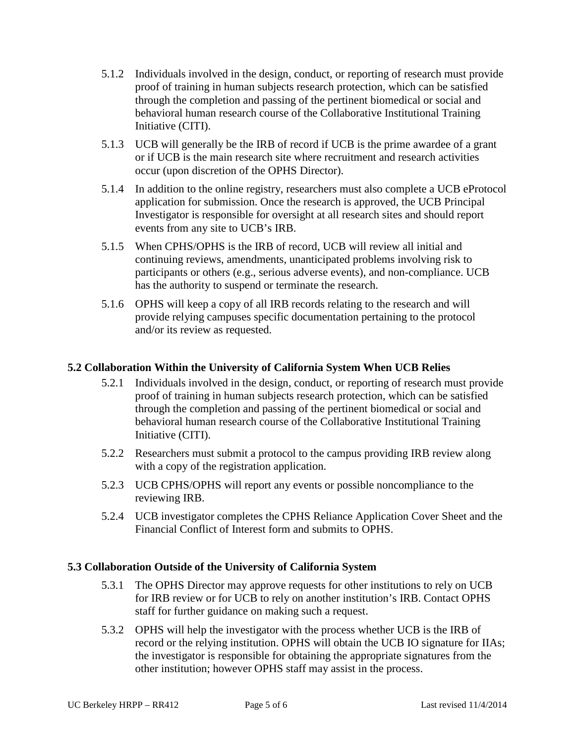5.1.2 Individuals involved in the design, conduct, or reporting of research must provide proof of training in human subjects research protection, which can be satisfied through the completion and passing of the pertinent biomedical or social and behavioral human research course of the Collaborative Institutional Training Initiative (CITI).

5.1.3 UCB will generally be the IRB of record if UCB is the prime awardee of a grant or if UCB is the main research site where recruitment and research activities occur (upon discretion of the OPHS Director).

5.1.4 In addition to the online registry, researchers must also complete a UCB eProtocol application for submission. Once the research is approved, the UCB Principal Investigator is responsible for oversight at all research sites and should report events from any site to UCB's IRB.

5.1.5 When CPHS/OPHS is the IRB of record, UCB will review all initial and continuing reviews, amendments, unanticipated problems involving risk to participants or others (e.g., serious adverse events), and non-compliance. UCB has the authority to suspend or terminate the research.

5.1.6 OPHS will keep a copy of all IRB records relating to the research and will provide relying campuses specific documentation pertaining to the protocol and/or its review as requested.

### 5.2 Collaboration Within the University of California System When UCB Relies

5.2.1 Individuals involved in the design, conduct, or reporting of research must provide proof of training in human subjects research protection, which can be satisfied through the completion and passing of the pertinent biomedical or social and behavioral human research course of the Collaborative Institutional Training Initiative (CITI).

5.2.2 Researchers must submit a protocol to the campus providing IRB review along with a copy of the registration application.

5.2.3 UCB CPHS/OPHS will report any events or possible noncompliance to the reviewing IRB.

5.2.4 UCB investigator completes the CPHS Reliance Application Cover Sheet and the Financial Conflict of Interest form and submits to OPHS.

### 5.3 Collaboration Outside of the University of California System

5.3.1 The OPHS Director may approve requests for other institutions to rely on UCB for IRB review or for UCB to rely on another institution's IRB. Contact OPHS staff for further guidance on making such a request.

5.3.2 OPHS will help the investigator with the process whether UCB is the IRB of record or the relying institution. OPHS will obtain the UCB IO signature for IIAs; the investigator is responsible for obtaining the appropriate signatures from the other institution; however OPHS staff may assist in the process.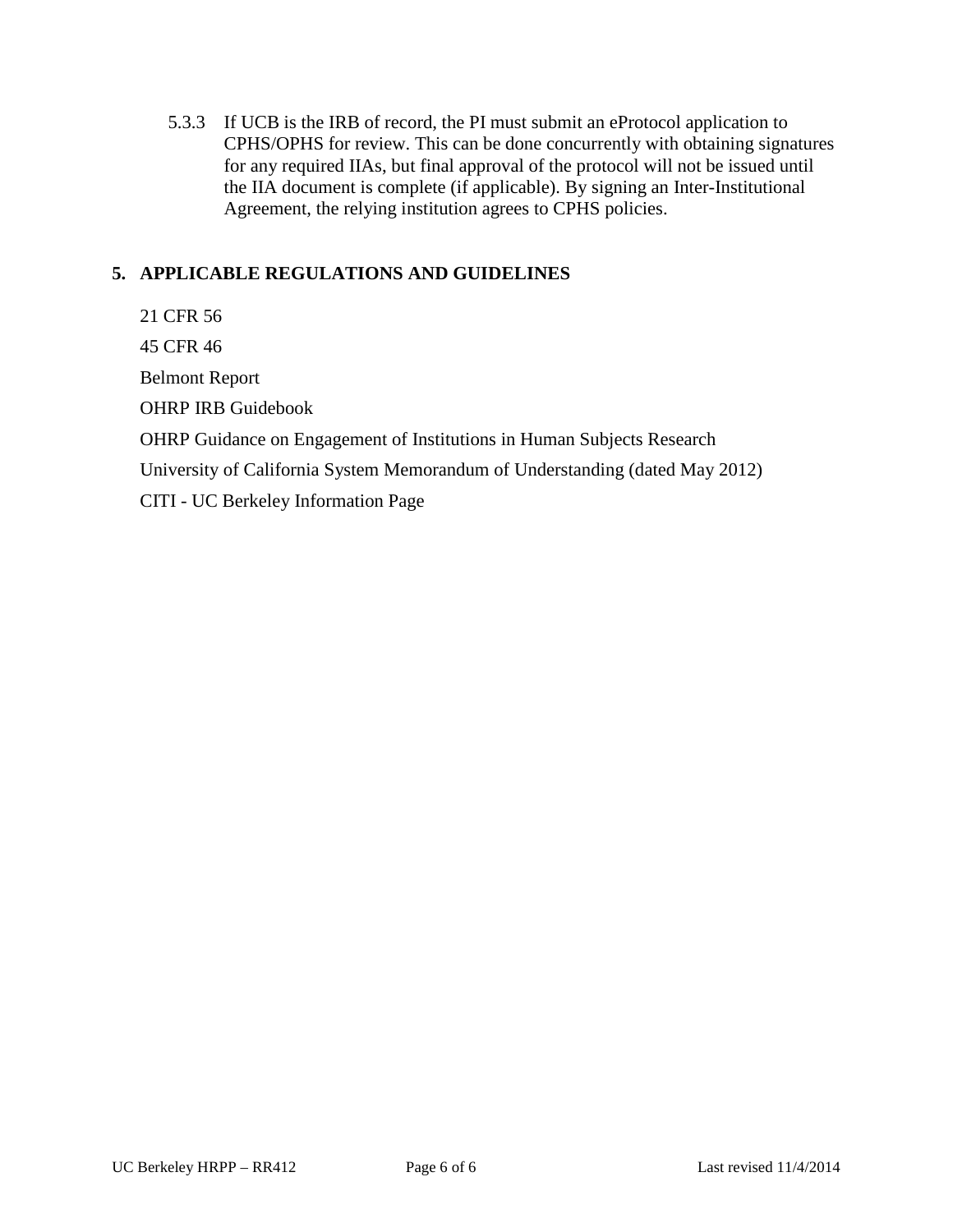5.3.3 If UCB is the IRB of record, the PI must submit an eProtocol application to CPHS/OPHS for review. This can be done concurrently with obtaining signatures for any required IIAs, but final approval of the protocol will not be issued until the IIA document is complete (if applicable). By signing an Inter-Institutional Agreement, the relying institution agrees to CPHS policies.

## 5. APPLICABLE REGULATIONS AND GUIDELINES

21 CFR 56

45 CFR 46

Belmont Report

OHRP IRB Guidebook

OHRP Guidance on Engagement of Institutions in Human Subjects Research

University of California System Memorandum of Understanding (dated May 2012)

CITI - UC Berkeley Information Page